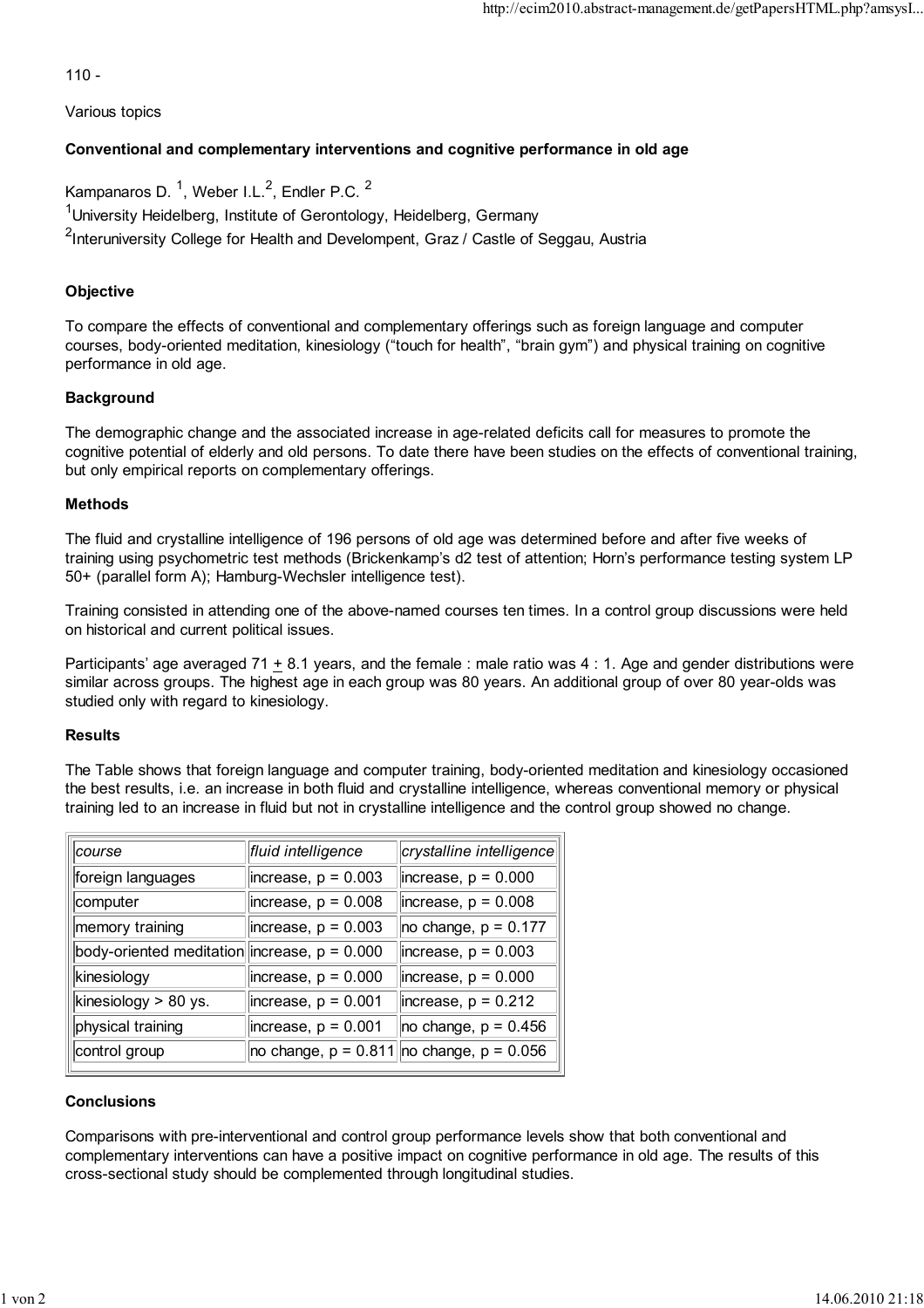110 -

Various topics

## Conventional and complementary interventions and cognitive performance in old age

Kampanaros D. [1], Weber I.L.[2], Endler P.C. [2]

[1]University Heidelberg, Institute of Gerontology, Heidelberg, Germany

[2]Interuniversity College for Health and Develompent, Graz / Castle of Seggau, Austria

### Objective

To compare the effects of conventional and complementary offerings such as foreign language and computer courses, body-oriented meditation, kinesiology ("touch for health", "brain gym") and physical training on cognitive performance in old age.

### Background

The demographic change and the associated increase in age-related deficits call for measures to promote the cognitive potential of elderly and old persons. To date there have been studies on the effects of conventional training, but only empirical reports on complementary offerings.

### Methods

The fluid and crystalline intelligence of 196 persons of old age was determined before and after five weeks of training using psychometric test methods (Brickenkamp's d2 test of attention; Horn's performance testing system LP 50+ (parallel form A); Hamburg-Wechsler intelligence test).

Training consisted in attending one of the above-named courses ten times. In a control group discussions were held on historical and current political issues.

Participants' age averaged 71 $\pm$ 8.1 years, and the female : male ratio was 4 : 1. Age and gender distributions were similar across groups. The highest age in each group was 80 years. An additional group of over 80 year-olds was studied only with regard to kinesiology.

### Results

The Table shows that foreign language and computer training, body-oriented meditation and kinesiology occasioned the best results, i.e. an increase in both fluid and crystalline intelligence, whereas conventional memory or physical training led to an increase in fluid but not in crystalline intelligence and the control group showed no change.

| *course* | *fluid intelligence* | *crystalline intelligence* |
|---|---|---|
| foreign languages | increase, p = 0.003 | increase, p = 0.000 |
| computer | increase, p = 0.008 | increase, p = 0.008 |
| memory training | increase, p = 0.003 | no change, p = 0.177 |
| body-oriented meditation | increase, p = 0.000 | increase, p = 0.003 |
| kinesiology | increase, p = 0.000 | increase, p = 0.000 |
| kinesiology > 80 ys. | increase, p = 0.001 | increase, p = 0.212 |
| physical training | increase, p = 0.001 | no change, p = 0.456 |
| control group | no change, p = 0.811 | no change, p = 0.056 |

### Conclusions

Comparisons with pre-interventional and control group performance levels show that both conventional and complementary interventions can have a positive impact on cognitive performance in old age. The results of this cross-sectional study should be complemented through longitudinal studies.